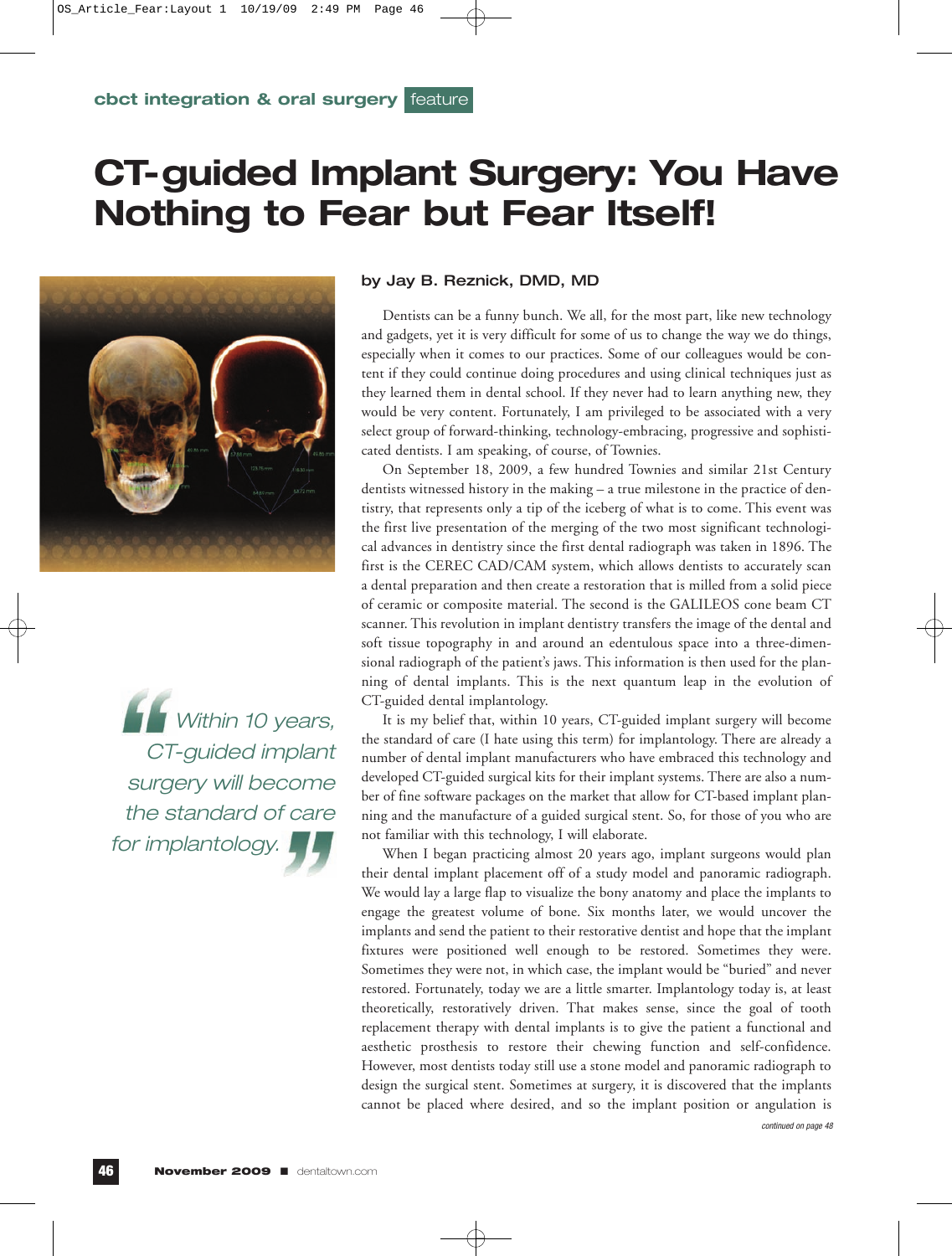cbct integration & oral surgery **feature**

# CT-guided Implant Surgery: You Have Nothing to Fear but Fear Itself!

**by Jay B. Reznick, DMD, MD**

Dentists can be a funny bunch. We all, for the most part, like new technology and gadgets, yet it is very difficult for some of us to change the way we do things, especially when it comes to our practices. Some of our colleagues would be content if they could continue doing procedures and using clinical techniques just as they learned them in dental school. If they never had to learn anything new, they would be very content. Fortunately, I am privileged to be associated with a very select group of forward-thinking, technology-embracing, progressive and sophisticated dentists. I am speaking, of course, of Townies.

On September 18, 2009, a few hundred Townies and similar 21st Century dentists witnessed history in the making – a true milestone in the practice of dentistry, that represents only a tip of the iceberg of what is to come. This event was the first live presentation of the merging of the two most significant technological advances in dentistry since the first dental radiograph was taken in 1896. The first is the CEREC CAD/CAM system, which allows dentists to accurately scan a dental preparation and then create a restoration that is milled from a solid piece of ceramic or composite material. The second is the GALILEOS cone beam CT scanner. This revolution in implant dentistry transfers the image of the dental and soft tissue topography in and around an edentulous space into a three-dimensional radiograph of the patient's jaws. This information is then used for the planning of dental implants. This is the next quantum leap in the evolution of CT-guided dental implantology.

> *Within 10 years, CT-guided implant surgery will become the standard of care for implantology.*

It is my belief that, within 10 years, CT-guided implant surgery will become the standard of care (I hate using this term) for implantology. There are already a number of dental implant manufacturers who have embraced this technology and developed CT-guided surgical kits for their implant systems. There are also a number of fine software packages on the market that allow for CT-based implant planning and the manufacture of a guided surgical stent. So, for those of you who are not familiar with this technology, I will elaborate.

When I began practicing almost 20 years ago, implant surgeons would plan their dental implant placement off of a study model and panoramic radiograph. We would lay a large flap to visualize the bony anatomy and place the implants to engage the greatest volume of bone. Six months later, we would uncover the implants and send the patient to their restorative dentist and hope that the implant fixtures were positioned well enough to be restored. Sometimes they were. Sometimes they were not, in which case, the implant would be "buried" and never restored. Fortunately, today we are a little smarter. Implantology today is, at least theoretically, restoratively driven. That makes sense, since the goal of tooth replacement therapy with dental implants is to give the patient a functional and aesthetic prosthesis to restore their chewing function and self-confidence. However, most dentists today still use a stone model and panoramic radiograph to design the surgical stent. Sometimes at surgery, it is discovered that the implants cannot be placed where desired, and so the implant position or angulation is

*continued on page 48*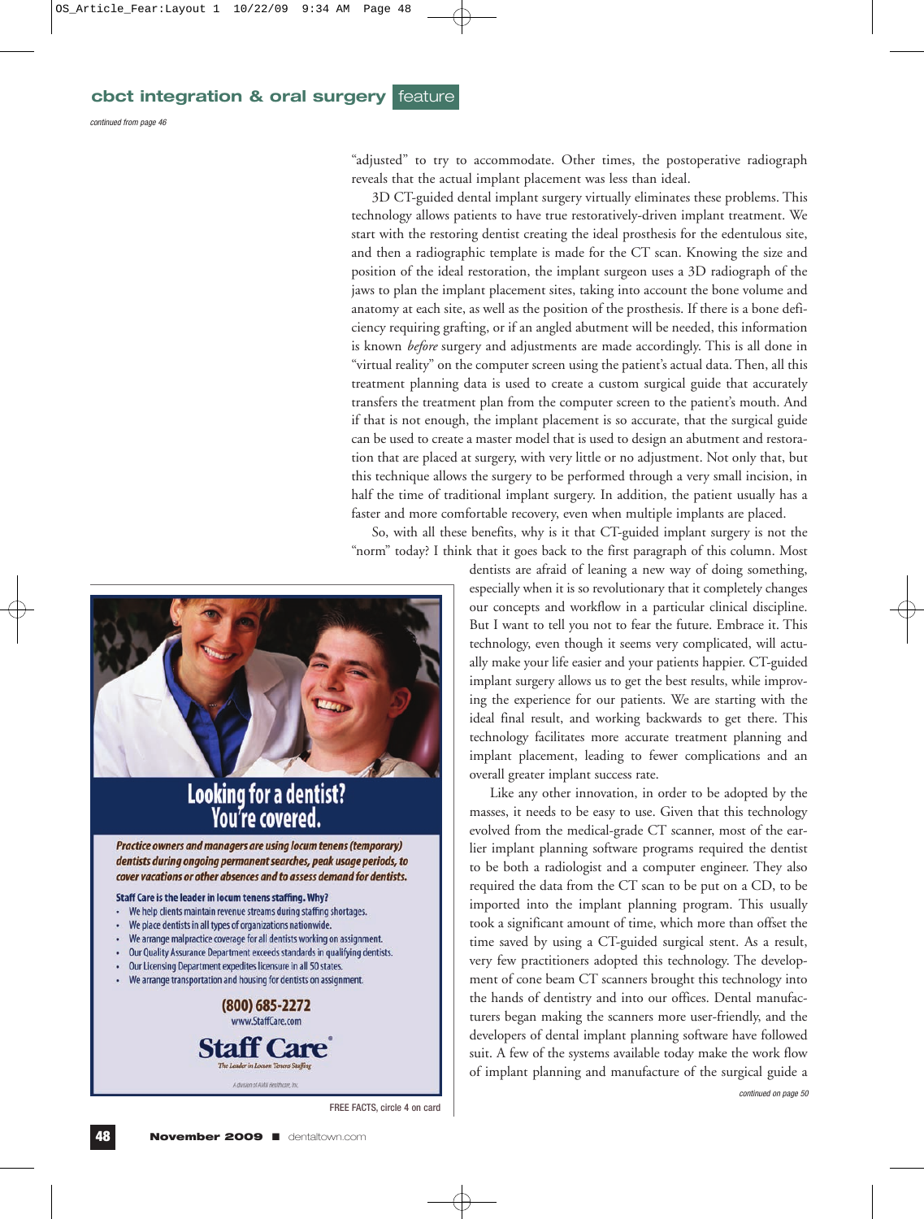*continued from page 46*

"adjusted" to try to accommodate. Other times, the postoperative radiograph reveals that the actual implant placement was less than ideal.

3D CT-guided dental implant surgery virtually eliminates these problems. This technology allows patients to have true restoratively-driven implant treatment. We start with the restoring dentist creating the ideal prosthesis for the edentulous site, and then a radiographic template is made for the CT scan. Knowing the size and position of the ideal restoration, the implant surgeon uses a 3D radiograph of the jaws to plan the implant placement sites, taking into account the bone volume and anatomy at each site, as well as the position of the prosthesis. If there is a bone deficiency requiring grafting, or if an angled abutment will be needed, this information is known *before* surgery and adjustments are made accordingly. This is all done in "virtual reality" on the computer screen using the patient's actual data. Then, all this treatment planning data is used to create a custom surgical guide that accurately transfers the treatment plan from the computer screen to the patient's mouth. And if that is not enough, the implant placement is so accurate, that the surgical guide can be used to create a master model that is used to design an abutment and restoration that are placed at surgery, with very little or no adjustment. Not only that, but this technique allows the surgery to be performed through a very small incision, in half the time of traditional implant surgery. In addition, the patient usually has a faster and more comfortable recovery, even when multiple implants are placed.

So, with all these benefits, why is it that CT-guided implant surgery is not the "norm" today? I think that it goes back to the first paragraph of this column. Most dentists are afraid of leaning a new way of doing something, especially when it is so revolutionary that it completely changes our concepts and workflow in a particular clinical discipline. But I want to tell you not to fear the future. Embrace it. This technology, even though it seems very complicated, will actually make your life easier and your patients happier. CT-guided implant surgery allows us to get the best results, while improving the experience for our patients. We are starting with the ideal final result, and working backwards to get there. This technology facilitates more accurate treatment planning and implant placement, leading to fewer complications and an overall greater implant success rate.

Like any other innovation, in order to be adopted by the masses, it needs to be easy to use. Given that this technology evolved from the medical-grade CT scanner, most of the earlier implant planning software programs required the dentist to be both a radiologist and a computer engineer. They also required the data from the CT scan to be put on a CD, to be imported into the implant planning program. This usually took a significant amount of time, which more than offset the time saved by using a CT-guided surgical stent. As a result, very few practitioners adopted this technology. The development of cone beam CT scanners brought this technology into the hands of dentistry and into our offices. Dental manufacturers began making the scanners more user-friendly, and the developers of dental implant planning software have followed suit. A few of the systems available today make the work flow of implant planning and manufacture of the surgical guide a

*continued on page 50*

---

**Looking for a dentist? You're covered.**

*Practice owners and managers are using locum tenens (temporary) dentists during ongoing permanent searches, peak usage periods, to cover vacations or other absences and to assess demand for dentists.*

**Staff Care is the leader in locum tenens staffing. Why?**

- We help clients maintain revenue streams during staffing shortages.
- We place dentists in all types of organizations nationwide.
- We arrange malpractice coverage for all dentists working on assignment.
- Our Quality Assurance Department exceeds standards in qualifying dentists.
- Our Licensing Department expedites licensure in all 50 states.
- We arrange transportation and housing for dentists on assignment.

**(800) 685-2272**
www.StaffCare.com

**Staff Care**
*The Leader in Locum Tenens Staffing*

A division of AMN Healthcare, Inc.

FREE FACTS, circle 4 on card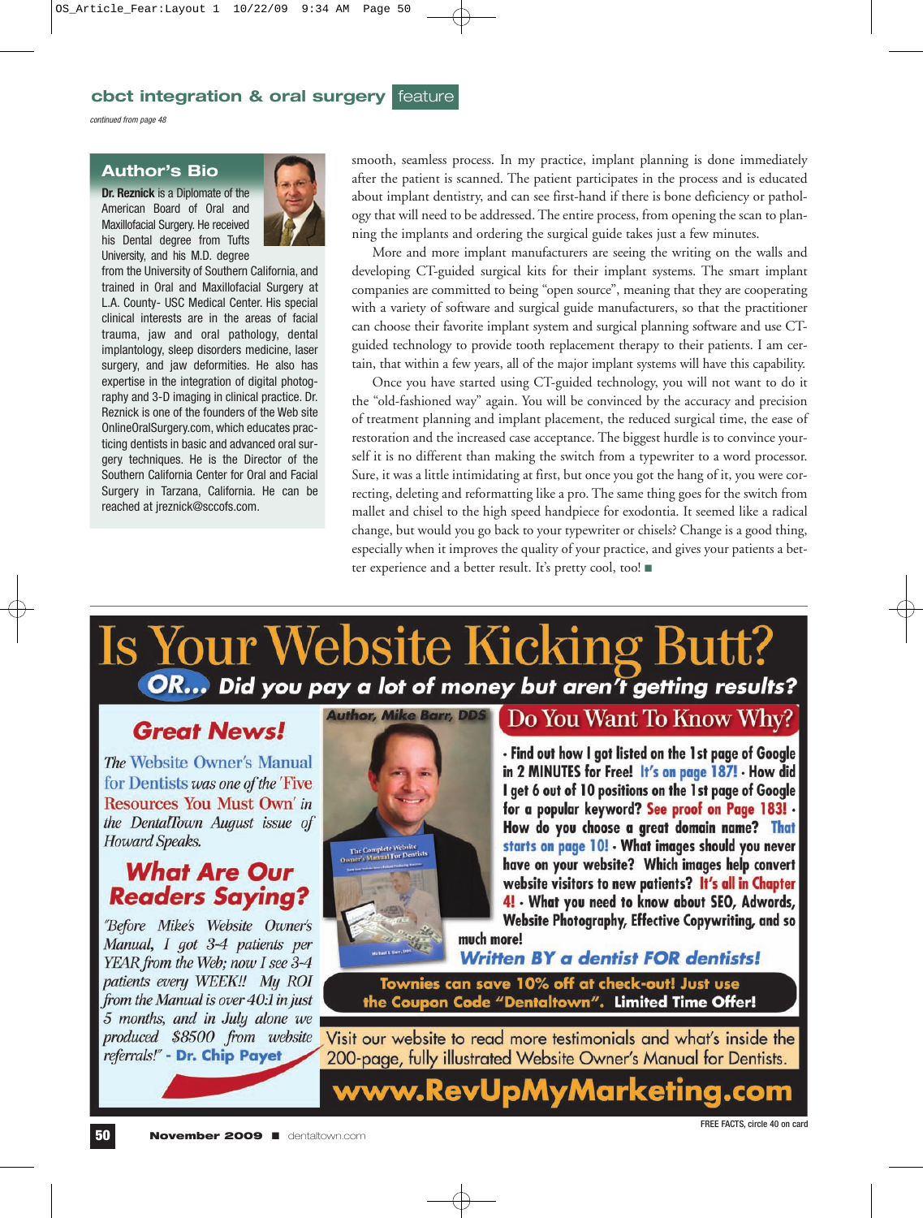continued from page 48

## Author's Bio

**Dr. Reznick** is a Diplomate of the American Board of Oral and Maxillofacial Surgery. He received his Dental degree from Tufts University, and his M.D. degree from the University of Southern California, and trained in Oral and Maxillofacial Surgery at L.A. County- USC Medical Center. His special clinical interests are in the areas of facial trauma, jaw and oral pathology, dental implantology, sleep disorders medicine, laser surgery, and jaw deformities. He also has expertise in the integration of digital photography and 3-D imaging in clinical practice. Dr. Reznick is one of the founders of the Web site OnlineOralSurgery.com, which educates practicing dentists in basic and advanced oral surgery techniques. He is the Director of the Southern California Center for Oral and Facial Surgery in Tarzana, California. He can be reached at jreznick@sccofs.com.

smooth, seamless process. In my practice, implant planning is done immediately after the patient is scanned. The patient participates in the process and is educated about implant dentistry, and can see first-hand if there is bone deficiency or pathology that will need to be addressed. The entire process, from opening the scan to planning the implants and ordering the surgical guide takes just a few minutes.

More and more implant manufacturers are seeing the writing on the walls and developing CT-guided surgical kits for their implant systems. The smart implant companies are committed to being "open source", meaning that they are cooperating with a variety of software and surgical guide manufacturers, so that the practitioner can choose their favorite implant system and surgical planning software and use CT-guided technology to provide tooth replacement therapy to their patients. I am certain, that within a few years, all of the major implant systems will have this capability.

Once you have started using CT-guided technology, you will not want to do it the "old-fashioned way" again. You will be convinced by the accuracy and precision of treatment planning and implant placement, the reduced surgical time, the ease of restoration and the increased case acceptance. The biggest hurdle is to convince yourself it is no different than making the switch from a typewriter to a word processor. Sure, it was a little intimidating at first, but once you got the hang of it, you were correcting, deleting and reformatting like a pro. The same thing goes for the switch from mallet and chisel to the high speed handpiece for exodontia. It seemed like a radical change, but would you go back to your typewriter or chisels? Change is a good thing, especially when it improves the quality of your practice, and gives your patients a better experience and a better result. It's pretty cool, too! ■

---

# Is Your Website Kicking Butt?

**OR... Did you pay a lot of money but aren't getting results?**

**Great News!**

*The Website Owner's Manual for Dentists was one of the 'Five Resources You Must Own' in the DentalTown August issue of Howard Speaks.*

**What Are Our Readers Saying?**

*"Before Mike's Website Owner's Manual, I got 3-4 patients per YEAR from the Web; now I see 3-4 patients every WEEK!! My ROI from the Manual is over 40:1 in just 5 months, and in July alone we produced $8500 from website referrals!"* - **Dr. Chip Payet**

Author, Mike Barr, DDS

**Do You Want To Know Why?**

· Find out how I got listed on the 1st page of Google in 2 MINUTES for Free! It's on page 187! · How did I get 6 out of 10 positions on the 1st page of Google for a popular keyword? See proof on Page 183! · How do you choose a great domain name? That starts on page 10! · What images should you never have on your website? Which images help convert website visitors to new patients? It's all in Chapter 4! · What you need to know about SEO, Adwords, Website Photography, Effective Copywriting, and so much more!

**Written BY a dentist FOR dentists!**

**Townies can save 10% off at check-out! Just use the Coupon Code "Dentaltown". Limited Time Offer!**

Visit our website to read more testimonials and what's inside the 200-page, fully illustrated Website Owner's Manual for Dentists.

**www.RevUpMyMarketing.com**

FREE FACTS, circle 40 on card